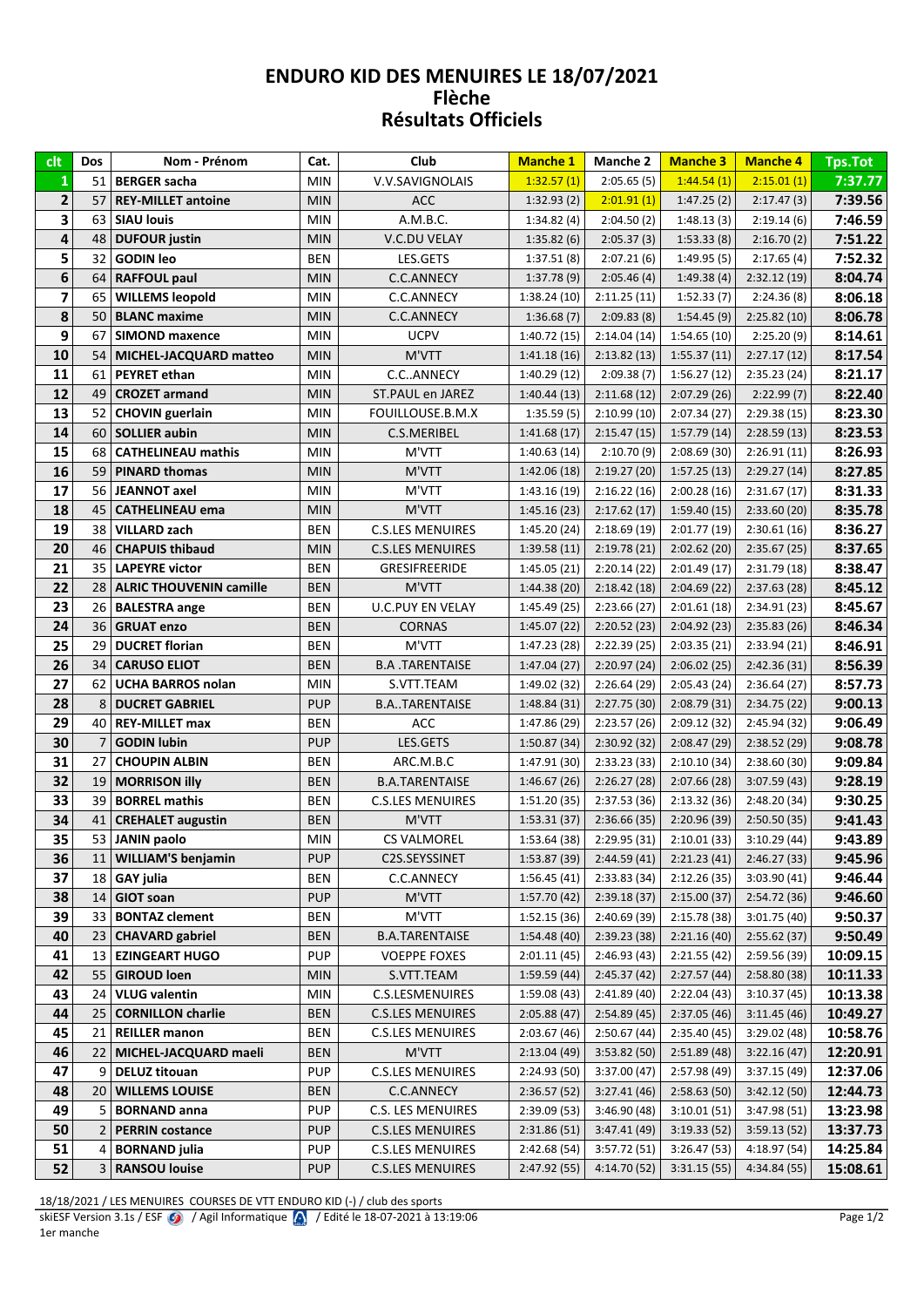# ENDURO KID DES MENUIRES LE 18/07/2021
## Flèche
## Résultats Officiels

| clt | Dos | Nom - Prénom | Cat. | Club | Manche 1 | Manche 2 | Manche 3 | Manche 4 | Tps.Tot |
|---|---|---|---|---|---|---|---|---|---|
| 1 | 51 | **BERGER sacha** | MIN | V.V.SAVIGNOLAIS | 1:32.57 (1) | 2:05.65 (5) | 1:44.54 (1) | 2:15.01 (1) | **7:37.77** |
| 2 | 57 | **REY-MILLET antoine** | MIN | ACC | 1:32.93 (2) | 2:01.91 (1) | 1:47.25 (2) | 2:17.47 (3) | **7:39.56** |
| 3 | 63 | **SIAU louis** | MIN | A.M.B.C. | 1:34.82 (4) | 2:04.50 (2) | 1:48.13 (3) | 2:19.14 (6) | **7:46.59** |
| 4 | 48 | **DUFOUR justin** | MIN | V.C.DU VELAY | 1:35.82 (6) | 2:05.37 (3) | 1:53.33 (8) | 2:16.70 (2) | **7:51.22** |
| 5 | 32 | **GODIN leo** | BEN | LES.GETS | 1:37.51 (8) | 2:07.21 (6) | 1:49.95 (5) | 2:17.65 (4) | **7:52.32** |
| 6 | 64 | **RAFFOUL paul** | MIN | C.C.ANNECY | 1:37.78 (9) | 2:05.46 (4) | 1:49.38 (4) | 2:32.12 (19) | **8:04.74** |
| 7 | 65 | **WILLEMS leopold** | MIN | C.C.ANNECY | 1:38.24 (10) | 2:11.25 (11) | 1:52.33 (7) | 2:24.36 (8) | **8:06.18** |
| 8 | 50 | **BLANC maxime** | MIN | C.C.ANNECY | 1:36.68 (7) | 2:09.83 (8) | 1:54.45 (9) | 2:25.82 (10) | **8:06.78** |
| 9 | 67 | **SIMOND maxence** | MIN | UCPV | 1:40.72 (15) | 2:14.04 (14) | 1:54.65 (10) | 2:25.20 (9) | **8:14.61** |
| 10 | 54 | **MICHEL-JACQUARD matteo** | MIN | M'VTT | 1:41.18 (16) | 2:13.82 (13) | 1:55.37 (11) | 2:27.17 (12) | **8:17.54** |
| 11 | 61 | **PEYRET ethan** | MIN | C.C..ANNECY | 1:40.29 (12) | 2:09.38 (7) | 1:56.27 (12) | 2:35.23 (24) | **8:21.17** |
| 12 | 49 | **CROZET armand** | MIN | ST.PAUL en JAREZ | 1:40.44 (13) | 2:11.68 (12) | 2:07.29 (26) | 2:22.99 (7) | **8:22.40** |
| 13 | 52 | **CHOVIN guerlain** | MIN | FOUILLOUSE.B.M.X | 1:35.59 (5) | 2:10.99 (10) | 2:07.34 (27) | 2:29.38 (15) | **8:23.30** |
| 14 | 60 | **SOLLIER aubin** | MIN | C.S.MERIBEL | 1:41.68 (17) | 2:15.47 (15) | 1:57.79 (14) | 2:28.59 (13) | **8:23.53** |
| 15 | 68 | **CATHELINEAU mathis** | MIN | M'VTT | 1:40.63 (14) | 2:10.70 (9) | 2:08.69 (30) | 2:26.91 (11) | **8:26.93** |
| 16 | 59 | **PINARD thomas** | MIN | M'VTT | 1:42.06 (18) | 2:19.27 (20) | 1:57.25 (13) | 2:29.27 (14) | **8:27.85** |
| 17 | 56 | **JEANNOT axel** | MIN | M'VTT | 1:43.16 (19) | 2:16.22 (16) | 2:00.28 (16) | 2:31.67 (17) | **8:31.33** |
| 18 | 45 | **CATHELINEAU ema** | MIN | M'VTT | 1:45.16 (23) | 2:17.62 (17) | 1:59.40 (15) | 2:33.60 (20) | **8:35.78** |
| 19 | 38 | **VILLARD zach** | BEN | C.S.LES MENUIRES | 1:45.20 (24) | 2:18.69 (19) | 2:01.77 (19) | 2:30.61 (16) | **8:36.27** |
| 20 | 46 | **CHAPUIS thibaud** | MIN | C.S.LES MENUIRES | 1:39.58 (11) | 2:19.78 (21) | 2:02.62 (20) | 2:35.67 (25) | **8:37.65** |
| 21 | 35 | **LAPEYRE victor** | BEN | GRESIFREERIDE | 1:45.05 (21) | 2:20.14 (22) | 2:01.49 (17) | 2:31.79 (18) | **8:38.47** |
| 22 | 28 | **ALRIC THOUVENIN camille** | BEN | M'VTT | 1:44.38 (20) | 2:18.42 (18) | 2:04.69 (22) | 2:37.63 (28) | **8:45.12** |
| 23 | 26 | **BALESTRA ange** | BEN | U.C.PUY EN VELAY | 1:45.49 (25) | 2:23.66 (27) | 2:01.61 (18) | 2:34.91 (23) | **8:45.67** |
| 24 | 36 | **GRUAT enzo** | BEN | CORNAS | 1:45.07 (22) | 2:20.52 (23) | 2:04.92 (23) | 2:35.83 (26) | **8:46.34** |
| 25 | 29 | **DUCRET florian** | BEN | M'VTT | 1:47.23 (28) | 2:22.39 (25) | 2:03.35 (21) | 2:33.94 (21) | **8:46.91** |
| 26 | 34 | **CARUSO ELIOT** | BEN | B.A .TARENTAISE | 1:47.04 (27) | 2:20.97 (24) | 2:06.02 (25) | 2:42.36 (31) | **8:56.39** |
| 27 | 62 | **UCHA BARROS nolan** | MIN | S.VTT.TEAM | 1:49.02 (32) | 2:26.64 (29) | 2:05.43 (24) | 2:36.64 (27) | **8:57.73** |
| 28 | 8 | **DUCRET GABRIEL** | PUP | B.A..TARENTAISE | 1:48.84 (31) | 2:27.75 (30) | 2:08.79 (31) | 2:34.75 (22) | **9:00.13** |
| 29 | 40 | **REY-MILLET max** | BEN | ACC | 1:47.86 (29) | 2:23.57 (26) | 2:09.12 (32) | 2:45.94 (32) | **9:06.49** |
| 30 | 7 | **GODIN lubin** | PUP | LES.GETS | 1:50.87 (34) | 2:30.92 (32) | 2:08.47 (29) | 2:38.52 (29) | **9:08.78** |
| 31 | 27 | **CHOUPIN ALBIN** | BEN | ARC.M.B.C | 1:47.91 (30) | 2:33.23 (33) | 2:10.10 (34) | 2:38.60 (30) | **9:09.84** |
| 32 | 19 | **MORRISON illy** | BEN | B.A.TARENTAISE | 1:46.67 (26) | 2:26.27 (28) | 2:07.66 (28) | 3:07.59 (43) | **9:28.19** |
| 33 | 39 | **BORREL mathis** | BEN | C.S.LES MENUIRES | 1:51.20 (35) | 2:37.53 (36) | 2:13.32 (36) | 2:48.20 (34) | **9:30.25** |
| 34 | 41 | **CREHALET augustin** | BEN | M'VTT | 1:53.31 (37) | 2:36.66 (35) | 2:20.96 (39) | 2:50.50 (35) | **9:41.43** |
| 35 | 53 | **JANIN paolo** | MIN | CS VALMOREL | 1:53.64 (38) | 2:29.95 (31) | 2:10.01 (33) | 3:10.29 (44) | **9:43.89** |
| 36 | 11 | **WILLIAM'S benjamin** | PUP | C2S.SEYSSINET | 1:53.87 (39) | 2:44.59 (41) | 2:21.23 (41) | 2:46.27 (33) | **9:45.96** |
| 37 | 18 | **GAY julia** | BEN | C.C.ANNECY | 1:56.45 (41) | 2:33.83 (34) | 2:12.26 (35) | 3:03.90 (41) | **9:46.44** |
| 38 | 14 | **GIOT soan** | PUP | M'VTT | 1:57.70 (42) | 2:39.18 (37) | 2:15.00 (37) | 2:54.72 (36) | **9:46.60** |
| 39 | 33 | **BONTAZ clement** | BEN | M'VTT | 1:52.15 (36) | 2:40.69 (39) | 2:15.78 (38) | 3:01.75 (40) | **9:50.37** |
| 40 | 23 | **CHAVARD gabriel** | BEN | B.A.TARENTAISE | 1:54.48 (40) | 2:39.23 (38) | 2:21.16 (40) | 2:55.62 (37) | **9:50.49** |
| 41 | 13 | **EZINGEART HUGO** | PUP | VOEPPE FOXES | 2:01.11 (45) | 2:46.93 (43) | 2:21.55 (42) | 2:59.56 (39) | **10:09.15** |
| 42 | 55 | **GIROUD loen** | MIN | S.VTT.TEAM | 1:59.59 (44) | 2:45.37 (42) | 2:27.57 (44) | 2:58.80 (38) | **10:11.33** |
| 43 | 24 | **VLUG valentin** | MIN | C.S.LESMENUIRES | 1:59.08 (43) | 2:41.89 (40) | 2:22.04 (43) | 3:10.37 (45) | **10:13.38** |
| 44 | 25 | **CORNILLON charlie** | BEN | C.S.LES MENUIRES | 2:05.88 (47) | 2:54.89 (45) | 2:37.05 (46) | 3:11.45 (46) | **10:49.27** |
| 45 | 21 | **REILLER manon** | BEN | C.S.LES MENUIRES | 2:03.67 (46) | 2:50.67 (44) | 2:35.40 (45) | 3:29.02 (48) | **10:58.76** |
| 46 | 22 | **MICHEL-JACQUARD maeli** | BEN | M'VTT | 2:13.04 (48) | 3:53.82 (50) | 2:51.89 (48) | 3:22.16 (47) | **12:20.91** |
| 47 | 9 | **DELUZ titouan** | PUP | C.S.LES MENUIRES | 2:24.93 (50) | 3:37.00 (47) | 2:57.98 (49) | 3:37.15 (49) | **12:37.06** |
| 48 | 20 | **WILLEMS LOUISE** | BEN | C.C.ANNECY | 2:36.57 (52) | 3:27.41 (46) | 2:58.63 (50) | 3:42.12 (50) | **12:44.73** |
| 49 | 5 | **BORNAND anna** | PUP | C.S. LES MENUIRES | 2:39.09 (53) | 3:46.90 (48) | 3:10.01 (51) | 3:47.98 (51) | **13:23.98** |
| 50 | 2 | **PERRIN costance** | PUP | C.S.LES MENUIRES | 2:31.86 (51) | 3:47.41 (49) | 3:19.33 (52) | 3:59.13 (52) | **13:37.73** |
| 51 | 4 | **BORNAND julia** | PUP | C.S.LES MENUIRES | 2:42.68 (54) | 3:57.72 (51) | 3:26.47 (53) | 4:18.97 (54) | **14:25.84** |
| 52 | 3 | **RANSOU louise** | PUP | C.S.LES MENUIRES | 2:47.92 (55) | 4:14.70 (52) | 3:31.15 (55) | 4:34.84 (55) | **15:08.61** |

18/18/2021 / LES MENUIRES COURSES DE VTT ENDURO KID (-) / club des sports

skiESF Version 3.1s / ESF / Agil Informatique / Edité le 18-07-2021 à 13:19:06

1er manche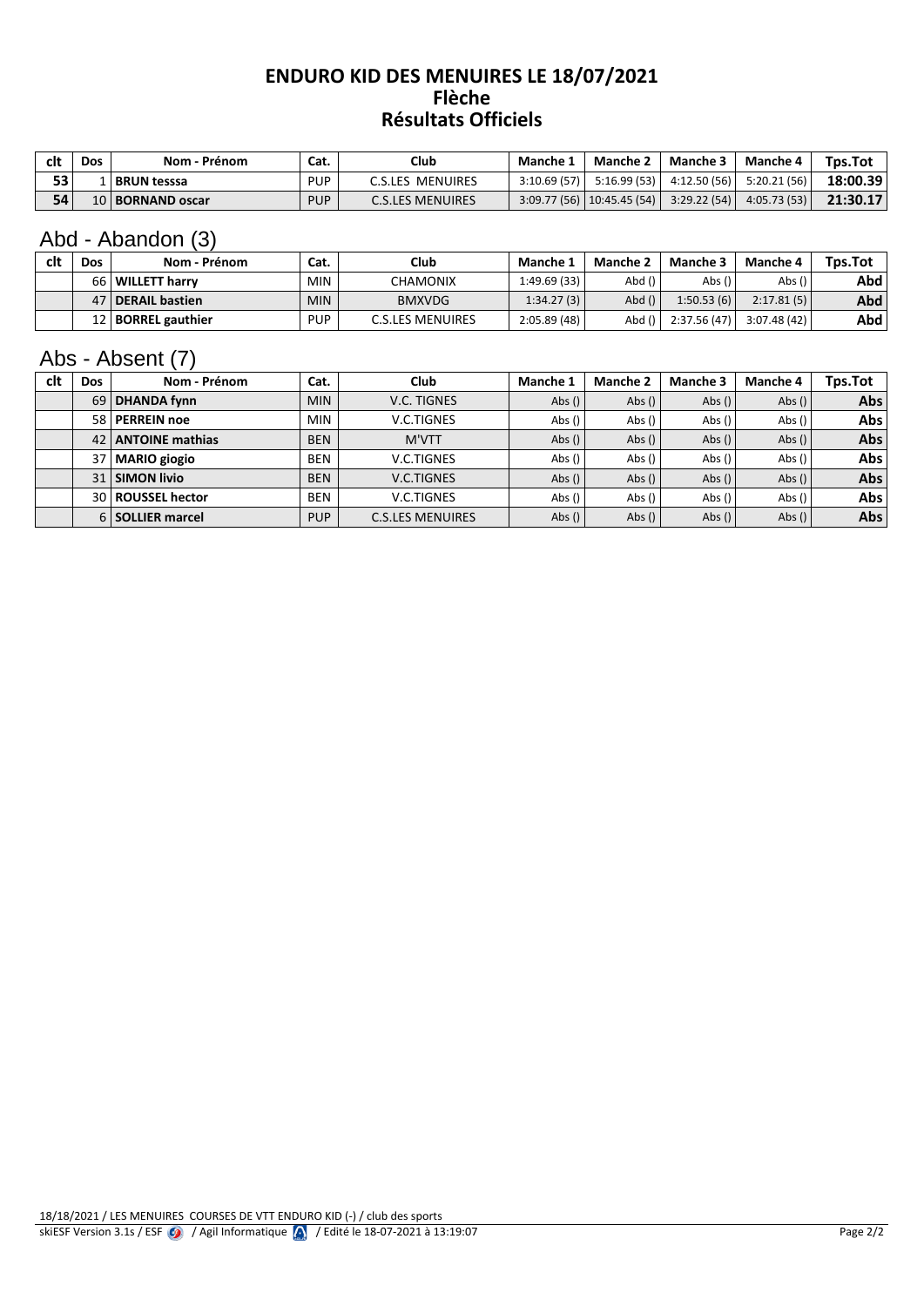# ENDURO KID DES MENUIRES LE 18/07/2021
## Flèche
## Résultats Officiels

| clt | Dos | Nom - Prénom | Cat. | Club | Manche 1 | Manche 2 | Manche 3 | Manche 4 | Tps.Tot |
|---|---|---|---|---|---|---|---|---|---|
| 53 | 1 | **BRUN tesssa** | PUP | C.S.LES MENUIRES | 3:10.69 (57) | 5:16.99 (53) | 4:12.50 (56) | 5:20.21 (56) | **18:00.39** |
| 54 | 10 | **BORNAND oscar** | PUP | C.S.LES MENUIRES | 3:09.77 (56) | 10:45.45 (54) | 3:29.22 (54) | 4:05.73 (53) | **21:30.17** |

## Abd - Abandon (3)

| clt | Dos | Nom - Prénom | Cat. | Club | Manche 1 | Manche 2 | Manche 3 | Manche 4 | Tps.Tot |
|---|---|---|---|---|---|---|---|---|---|
| | 66 | **WILLETT harry** | MIN | CHAMONIX | 1:49.69 (33) | Abd () | Abs () | Abs () | **Abd** |
| | 47 | **DERAIL bastien** | MIN | BMXVDG | 1:34.27 (3) | Abd () | 1:50.53 (6) | 2:17.81 (5) | **Abd** |
| | 12 | **BORREL gauthier** | PUP | C.S.LES MENUIRES | 2:05.89 (48) | Abd () | 2:37.56 (47) | 3:07.48 (42) | **Abd** |

## Abs - Absent (7)

| clt | Dos | Nom - Prénom | Cat. | Club | Manche 1 | Manche 2 | Manche 3 | Manche 4 | Tps.Tot |
|---|---|---|---|---|---|---|---|---|---|
| | 69 | **DHANDA fynn** | MIN | V.C. TIGNES | Abs () | Abs () | Abs () | Abs () | **Abs** |
| | 58 | **PERREIN noe** | MIN | V.C.TIGNES | Abs () | Abs () | Abs () | Abs () | **Abs** |
| | 42 | **ANTOINE mathias** | BEN | M'VTT | Abs () | Abs () | Abs () | Abs () | **Abs** |
| | 37 | **MARIO giogio** | BEN | V.C.TIGNES | Abs () | Abs () | Abs () | Abs () | **Abs** |
| | 31 | **SIMON livio** | BEN | V.C.TIGNES | Abs () | Abs () | Abs () | Abs () | **Abs** |
| | 30 | **ROUSSEL hector** | BEN | V.C.TIGNES | Abs () | Abs () | Abs () | Abs () | **Abs** |
| | 6 | **SOLLIER marcel** | PUP | C.S.LES MENUIRES | Abs () | Abs () | Abs () | Abs () | **Abs** |

18/18/2021 / LES MENUIRES COURSES DE VTT ENDURO KID (-) / club des sports

skiESF Version 3.1s / ESF / Agil Informatique / Edité le 18-07-2021 à 13:19:07